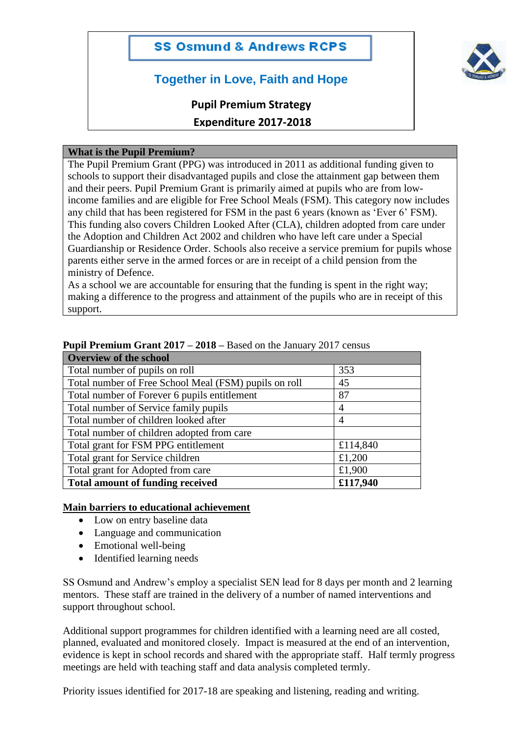# SS Osmund & Andrews RCPS

## Together in Love, Faith and Hope

### Pupil Premium Strategy

### Expenditure 2017-2018

| What is the Pupil Premium? |
|---|
| The Pupil Premium Grant (PPG) was introduced in 2011 as additional funding given to schools to support their disadvantaged pupils and close the attainment gap between them and their peers. Pupil Premium Grant is primarily aimed at pupils who are from low-income families and are eligible for Free School Meals (FSM). This category now includes any child that has been registered for FSM in the past 6 years (known as 'Ever 6' FSM). This funding also covers Children Looked After (CLA), children adopted from care under the Adoption and Children Act 2002 and children who have left care under a Special Guardianship or Residence Order. Schools also receive a service premium for pupils whose parents either serve in the armed forces or are in receipt of a child pension from the ministry of Defence. As a school we are accountable for ensuring that the funding is spent in the right way; making a difference to the progress and attainment of the pupils who are in receipt of this support. |

**Pupil Premium Grant 2017 – 2018 –** Based on the January 2017 census

| Overview of the school | |
|---|---|
| Total number of pupils on roll | 353 |
| Total number of Free School Meal (FSM) pupils on roll | 45 |
| Total number of Forever 6 pupils entitlement | 87 |
| Total number of Service family pupils | 4 |
| Total number of children looked after | 4 |
| Total number of children adopted from care | |
| Total grant for FSM PPG entitlement | £114,840 |
| Total grant for Service children | £1,200 |
| Total grant for Adopted from care | £1,900 |
| **Total amount of funding received** | **£117,940** |

**Main barriers to educational achievement**

- Low on entry baseline data
- Language and communication
- Emotional well-being
- Identified learning needs

SS Osmund and Andrew's employ a specialist SEN lead for 8 days per month and 2 learning mentors. These staff are trained in the delivery of a number of named interventions and support throughout school.

Additional support programmes for children identified with a learning need are all costed, planned, evaluated and monitored closely. Impact is measured at the end of an intervention, evidence is kept in school records and shared with the appropriate staff. Half termly progress meetings are held with teaching staff and data analysis completed termly.

Priority issues identified for 2017-18 are speaking and listening, reading and writing.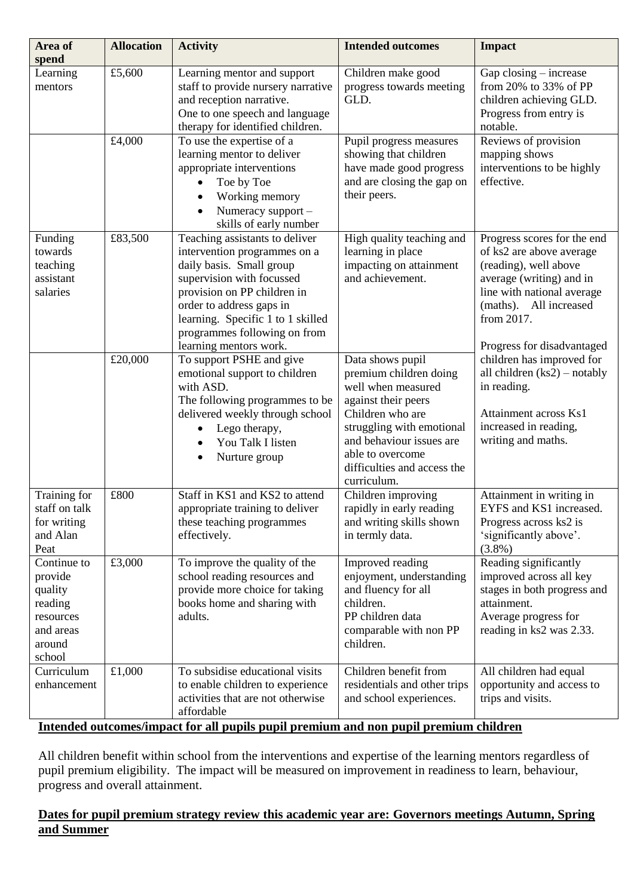| Area of spend | Allocation | Activity | Intended outcomes | Impact |
|---|---|---|---|---|
| Learning mentors | £5,600 | Learning mentor and support staff to provide nursery narrative and reception narrative. One to one speech and language therapy for identified children. | Children make good progress towards meeting GLD. | Gap closing – increase from 20% to 33% of PP children achieving GLD. Progress from entry is notable. |
| | £4,000 | To use the expertise of a learning mentor to deliver appropriate interventions <br>• Toe by Toe <br>• Working memory <br>• Numeracy support – skills of early number | Pupil progress measures showing that children have made good progress and are closing the gap on their peers. | Reviews of provision mapping shows interventions to be highly effective. |
| Funding towards teaching assistant salaries | £83,500 | Teaching assistants to deliver intervention programmes on a daily basis. Small group supervision with focussed provision on PP children in order to address gaps in learning. Specific 1 to 1 skilled programmes following on from learning mentors work. | High quality teaching and learning in place impacting on attainment and achievement. | Progress scores for the end of ks2 are above average (reading), well above average (writing) and in line with national average (maths). All increased from 2017. <br><br>Progress for disadvantaged children has improved for all children (ks2) – notably in reading. <br><br>Attainment across Ks1 increased in reading, writing and maths. |
| | £20,000 | To support PSHE and give emotional support to children with ASD. The following programmes to be delivered weekly through school <br>• Lego therapy, <br>• You Talk I listen <br>• Nurture group | Data shows pupil premium children doing well when measured against their peers Children who are struggling with emotional and behaviour issues are able to overcome difficulties and access the curriculum. | |
| Training for staff on talk for writing and Alan Peat | £800 | Staff in KS1 and KS2 to attend appropriate training to deliver these teaching programmes effectively. | Children improving rapidly in early reading and writing skills shown in termly data. | Attainment in writing in EYFS and KS1 increased. Progress across ks2 is 'significantly above'. (3.8%) |
| Continue to provide quality reading resources and areas around school | £3,000 | To improve the quality of the school reading resources and provide more choice for taking books home and sharing with adults. | Improved reading enjoyment, understanding and fluency for all children. PP children data comparable with non PP children. | Reading significantly improved across all key stages in both progress and attainment. Average progress for reading in ks2 was 2.33. |
| Curriculum enhancement | £1,000 | To subsidise educational visits to enable children to experience activities that are not otherwise affordable | Children benefit from residentials and other trips and school experiences. | All children had equal opportunity and access to trips and visits. |

**Intended outcomes/impact for all pupils pupil premium and non pupil premium children**

All children benefit within school from the interventions and expertise of the learning mentors regardless of pupil premium eligibility. The impact will be measured on improvement in readiness to learn, behaviour, progress and overall attainment.

**Dates for pupil premium strategy review this academic year are: Governors meetings Autumn, Spring and Summer**